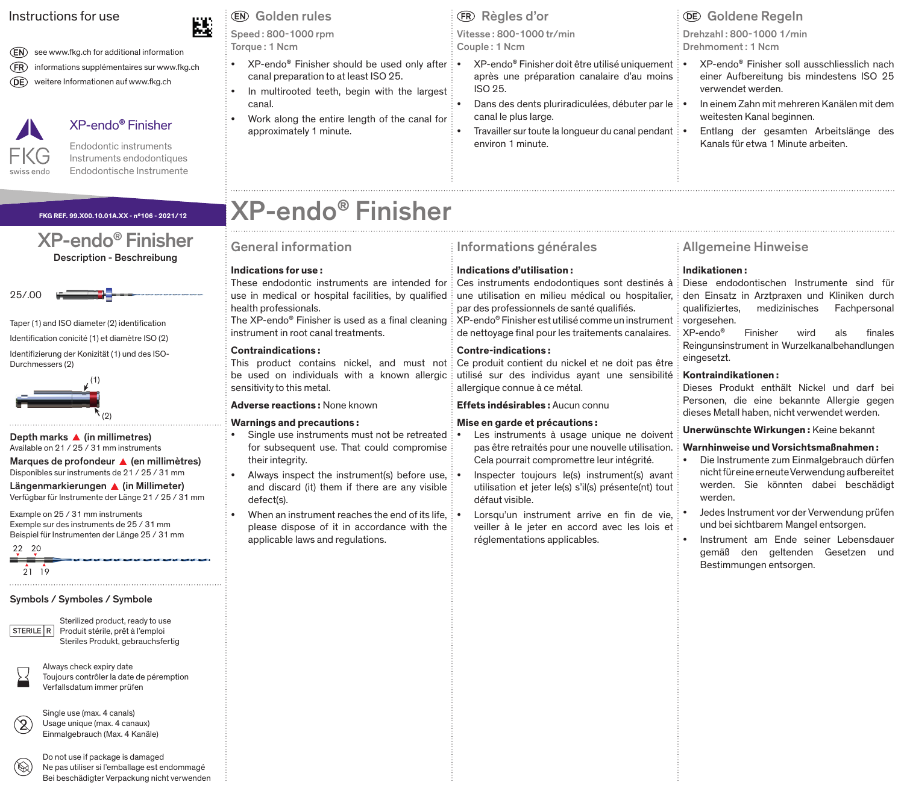# Instructions for use

EN see www.fkg.ch for additional information
FR informations supplémentaires sur www.fkg.ch
DE weitere Informationen auf www.fkg.ch

FKG swiss endo

## XP-endo® Finisher

Endodontic instruments
Instruments endodontiques
Endodontische Instrumente

FKG REF. 99.X00.10.01A.XX - n°106 - 2021/12

## XP-endo® Finisher

Description - Beschreibung

25/.00

Taper (1) and ISO diameter (2) identification

Identification conicité (1) et diamètre ISO (2)

Identifizierung der Konizität (1) und des ISO-Durchmessers (2)

(1)

(2)

**Depth marks ▲ (in millimetres)**
Available on 21 / 25 / 31 mm instruments

**Marques de profondeur ▲ (en millimètres)**
Disponibles sur instruments de 21 / 25 / 31 mm

**Längenmarkierungen ▲ (in Millimeter)**
Verfügbar für Instrumente der Länge 21 / 25 / 31 mm

Example on 25 / 31 mm instruments
Exemple sur des instruments de 25 / 31 mm
Beispiel für Instrumenten der Länge 25 / 31 mm

22 20
21 19

### Symbols / Symboles / Symbole

STERILE R — Sterilized product, ready to use / Produit stérile, prêt à l'emploi / Steriles Produkt, gebrauchsfertig

Always check expiry date / Toujours contrôler la date de péremption / Verfallsdatum immer prüfen

Single use (max. 4 canals) / Usage unique (max. 4 canaux) / Einmalgebrauch (Max. 4 Kanäle)

Do not use if package is damaged / Ne pas utiliser si l'emballage est endommagé / Bei beschädigter Verpackung nicht verwenden

## EN Golden rules

Speed: 800-1000 rpm
Torque: 1 Ncm

- XP-endo® Finisher should be used only after canal preparation to at least ISO 25.
- In multirooted teeth, begin with the largest canal.
- Work along the entire length of the canal for approximately 1 minute.

## FR Règles d'or

Vitesse : 800-1000 tr/min
Couple : 1 Ncm

- XP-endo® Finisher doit être utilisé uniquement après une préparation canalaire d'au moins ISO 25.
- Dans des dents pluriradiculées, débuter par le canal le plus large.
- Travailler sur toute la longueur du canal pendant environ 1 minute.

## DE Goldene Regeln

Drehzahl : 800-1000 1/min
Drehmoment : 1 Ncm

- XP-endo® Finisher soll ausschliesslich nach einer Aufbereitung bis mindestens ISO 25 verwendet werden.
- In einem Zahn mit mehreren Kanälen mit dem weitesten Kanal beginnen.
- Entlang der gesamten Arbeitslänge des Kanals für etwa 1 Minute arbeiten.

# XP-endo® Finisher

## General information

**Indications for use:**
These endodontic instruments are intended for use in medical or hospital facilities, by qualified health professionals.
The XP-endo® Finisher is used as a final cleaning instrument in root canal treatments.

**Contraindications:**
This product contains nickel, and must not be used on individuals with a known allergic sensitivity to this metal.

**Adverse reactions:** None known

**Warnings and precautions:**

- Single use instruments must not be retreated for subsequent use. That could compromise their integrity.
- Always inspect the instrument(s) before use, and discard (it) them if there are any visible defect(s).
- When an instrument reaches the end of its life, please dispose of it in accordance with the applicable laws and regulations.

## Informations générales

**Indications d'utilisation :**
Ces instruments endodontiques sont destinés à une utilisation en milieu médical ou hospitalier, par des professionnels de santé qualifiés.
XP-endo® Finisher est utilisé comme un instrument de nettoyage final pour les traitements canalaires.

**Contre-indications :**
Ce produit contient du nickel et ne doit pas être utilisé sur des individus ayant une sensibilité allergique connue à ce métal.

**Effets indésirables :** Aucun connu

**Mise en garde et précautions :**

- Les instruments à usage unique ne doivent pas être retraités pour une nouvelle utilisation. Cela pourrait compromettre leur intégrité.
- Inspecter toujours le(s) instrument(s) avant utilisation et jeter le(s) s'il(s) présente(nt) tout défaut visible.
- Lorsqu'un instrument arrive en fin de vie, veiller à le jeter en accord avec les lois et réglementations applicables.

## Allgemeine Hinweise

**Indikationen :**
Diese endodontischen Instrumente sind für den Einsatz in Arztpraxen und Kliniken durch qualifiziertes, medizinisches Fachpersonal vorgesehen.
XP-endo® Finisher wird als finales Reingunsinstrument in Wurzelkanalbehandlungen eingesetzt.

**Kontraindikationen :**
Dieses Produkt enthält Nickel und darf bei Personen, die eine bekannte Allergie gegen dieses Metall haben, nicht verwendet werden.

**Unerwünschte Wirkungen :** Keine bekannt

**Warnhinweise und Vorsichtsmaßnahmen :**

- Die Instrumente zum Einmalgebrauch dürfen nicht für eine erneute Verwendung aufbereitet werden. Sie könnten dabei beschädigt werden.
- Jedes Instrument vor der Verwendung prüfen und bei sichtbarem Mangel entsorgen.
- Instrument am Ende seiner Lebensdauer gemäß den geltenden Gesetzen und Bestimmungen entsorgen.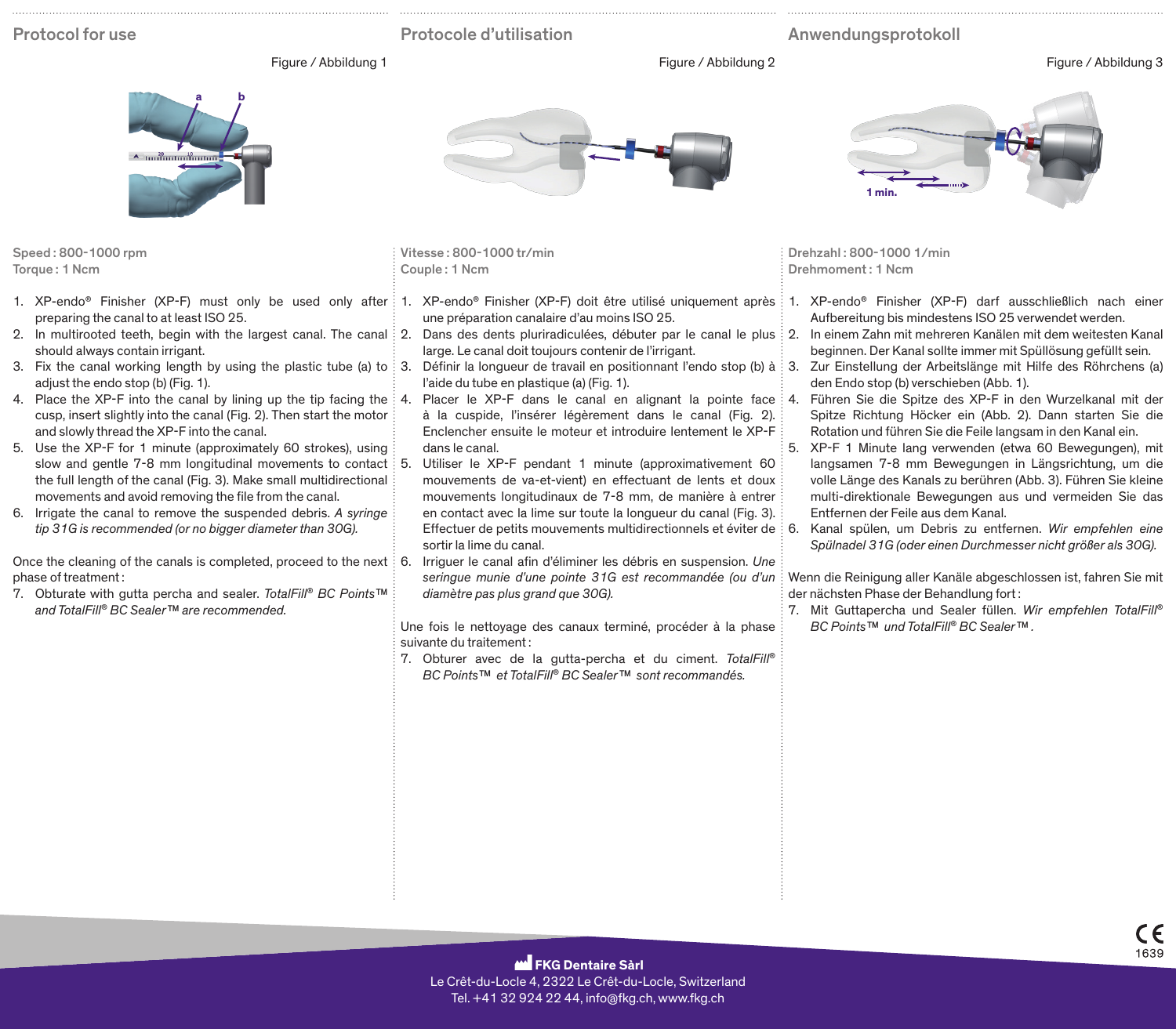## Protocol for use

Figure / Abbildung 1

a b

Speed: 800-1000 rpm
Torque: 1 Ncm

1. XP-endo® Finisher (XP-F) must only be used only after preparing the canal to at least ISO 25.
2. In multirooted teeth, begin with the largest canal. The canal should always contain irrigant.
3. Fix the canal working length by using the plastic tube (a) to adjust the endo stop (b) (Fig. 1).
4. Place the XP-F into the canal by lining up the tip facing the cusp, insert slightly into the canal (Fig. 2). Then start the motor and slowly thread the XP-F into the canal.
5. Use the XP-F for 1 minute (approximately 60 strokes), using slow and gentle 7-8 mm longitudinal movements to contact the full length of the canal (Fig. 3). Make small multidirectional movements and avoid removing the file from the canal.
6. Irrigate the canal to remove the suspended debris. *A syringe tip 31G is recommended (or no bigger diameter than 30G).*

Once the cleaning of the canals is completed, proceed to the next phase of treatment:

7. Obturate with gutta percha and sealer. *TotalFill® BC Points™ and TotalFill® BC Sealer™ are recommended.*

## Protocole d'utilisation

Figure / Abbildung 2

Vitesse: 800-1000 tr/min
Couple: 1 Ncm

1. XP-endo® Finisher (XP-F) doit être utilisé uniquement après une préparation canalaire d'au moins ISO 25.
2. Dans des dents pluriradiculées, débuter par le canal le plus large. Le canal doit toujours contenir de l'irrigant.
3. Définir la longueur de travail en positionnant l'endo stop (b) à l'aide du tube en plastique (a) (Fig. 1).
4. Placer le XP-F dans le canal en alignant la pointe face à la cuspide, l'insérer légèrement dans le canal (Fig. 2). Enclencher ensuite le moteur et introduire lentement le XP-F dans le canal.
5. Utiliser le XP-F pendant 1 minute (approximativement 60 mouvements de va-et-vient) en effectuant de lents et doux mouvements longitudinaux de 7-8 mm, de manière à entrer en contact avec la lime sur toute la longueur du canal (Fig. 3). Effectuer de petits mouvements multidirectionnels et éviter de sortir la lime du canal.
6. Irriguer le canal afin d'éliminer les débris en suspension. *Une seringue munie d'une pointe 31G est recommandée (ou d'un diamètre pas plus grand que 30G).*

Une fois le nettoyage des canaux terminé, procéder à la phase suivante du traitement:

7. Obturer avec de la gutta-percha et du ciment. *TotalFill® BC Points™ et TotalFill® BC Sealer™ sont recommandés.*

## Anwendungsprotokoll

Figure / Abbildung 3

1 min.

Drehzahl: 800-1000 1/min
Drehmoment: 1 Ncm

1. XP-endo® Finisher (XP-F) darf ausschließlich nach einer Aufbereitung bis mindestens ISO 25 verwendet werden.
2. In einem Zahn mit mehreren Kanälen mit dem weitesten Kanal beginnen. Der Kanal sollte immer mit Spüllösung gefüllt sein.
3. Zur Einstellung der Arbeitslänge mit Hilfe des Röhrchens (a) den Endo stop (b) verschieben (Abb. 1).
4. Führen Sie die Spitze des XP-F in den Wurzelkanal mit der Spitze Richtung Höcker ein (Abb. 2). Dann starten Sie die Rotation und führen Sie die Feile langsam in den Kanal ein.
5. XP-F 1 Minute lang verwenden (etwa 60 Bewegungen), mit langsamen 7-8 mm Bewegungen in Längsrichtung, um die volle Länge des Kanals zu berühren (Abb. 3). Führen Sie kleine multi-direktionale Bewegungen aus und vermeiden Sie das Entfernen der Feile aus dem Kanal.
6. Kanal spülen, um Debris zu entfernen. *Wir empfehlen eine Spülnadel 31G (oder einen Durchmesser nicht größer als 30G).*

Wenn die Reinigung aller Kanäle abgeschlossen ist, fahren Sie mit der nächsten Phase der Behandlung fort:

7. Mit Guttapercha und Sealer füllen. *Wir empfehlen TotalFill® BC Points™ und TotalFill® BC Sealer™.*

CE 1639

**FKG Dentaire Sàrl**
Le Crêt-du-Locle 4, 2322 Le Crêt-du-Locle, Switzerland
Tel. +41 32 924 22 44, info@fkg.ch, www.fkg.ch